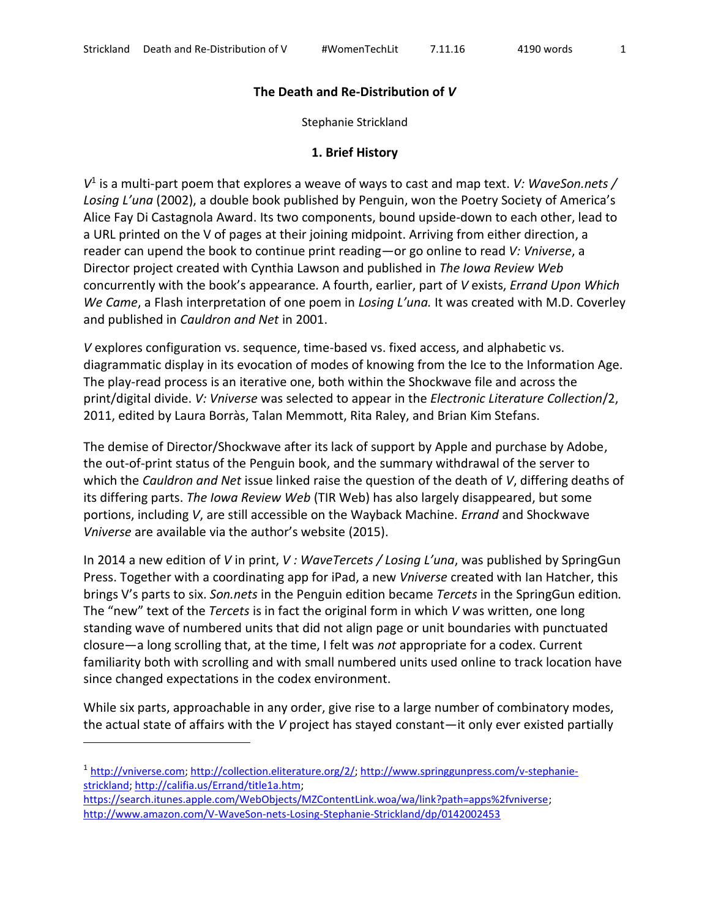# The Death and Re-Distribution of *V*

Stephanie Strickland

## 1. Brief History

*V*[1] is a multi-part poem that explores a weave of ways to cast and map text. *V: WaveSon.nets / Losing L'una* (2002), a double book published by Penguin, won the Poetry Society of America's Alice Fay Di Castagnola Award. Its two components, bound upside-down to each other, lead to a URL printed on the V of pages at their joining midpoint. Arriving from either direction, a reader can upend the book to continue print reading—or go online to read *V: Vniverse*, a Director project created with Cynthia Lawson and published in *The Iowa Review Web* concurrently with the book's appearance. A fourth, earlier, part of *V* exists, *Errand Upon Which We Came*, a Flash interpretation of one poem in *Losing L'una.* It was created with M.D. Coverley and published in *Cauldron and Net* in 2001.

*V* explores configuration vs. sequence, time-based vs. fixed access, and alphabetic vs. diagrammatic display in its evocation of modes of knowing from the Ice to the Information Age. The play-read process is an iterative one, both within the Shockwave file and across the print/digital divide. *V: Vniverse* was selected to appear in the *Electronic Literature Collection*/2, 2011, edited by Laura Borràs, Talan Memmott, Rita Raley, and Brian Kim Stefans.

The demise of Director/Shockwave after its lack of support by Apple and purchase by Adobe, the out-of-print status of the Penguin book, and the summary withdrawal of the server to which the *Cauldron and Net* issue linked raise the question of the death of *V*, differing deaths of its differing parts. *The Iowa Review Web* (TIR Web) has also largely disappeared, but some portions, including *V*, are still accessible on the Wayback Machine. *Errand* and Shockwave *Vniverse* are available via the author's website (2015).

In 2014 a new edition of *V* in print, *V : WaveTercets / Losing L'una*, was published by SpringGun Press. Together with a coordinating app for iPad, a new *Vniverse* created with Ian Hatcher, this brings V's parts to six. *Son.nets* in the Penguin edition became *Tercets* in the SpringGun edition*.* The "new" text of the *Tercets* is in fact the original form in which *V* was written, one long standing wave of numbered units that did not align page or unit boundaries with punctuated closure—a long scrolling that, at the time, I felt was *not* appropriate for a codex. Current familiarity both with scrolling and with small numbered units used online to track location have since changed expectations in the codex environment.

While six parts, approachable in any order, give rise to a large number of combinatory modes, the actual state of affairs with the *V* project has stayed constant—it only ever existed partially

---

[1] http://vniverse.com; http://collection.eliterature.org/2/; http://www.springgunpress.com/v-stephanie-strickland; http://califia.us/Errand/title1a.htm; https://search.itunes.apple.com/WebObjects/MZContentLink.woa/wa/link?path=apps%2fvniverse; http://www.amazon.com/V-WaveSon-nets-Losing-Stephanie-Strickland/dp/0142002453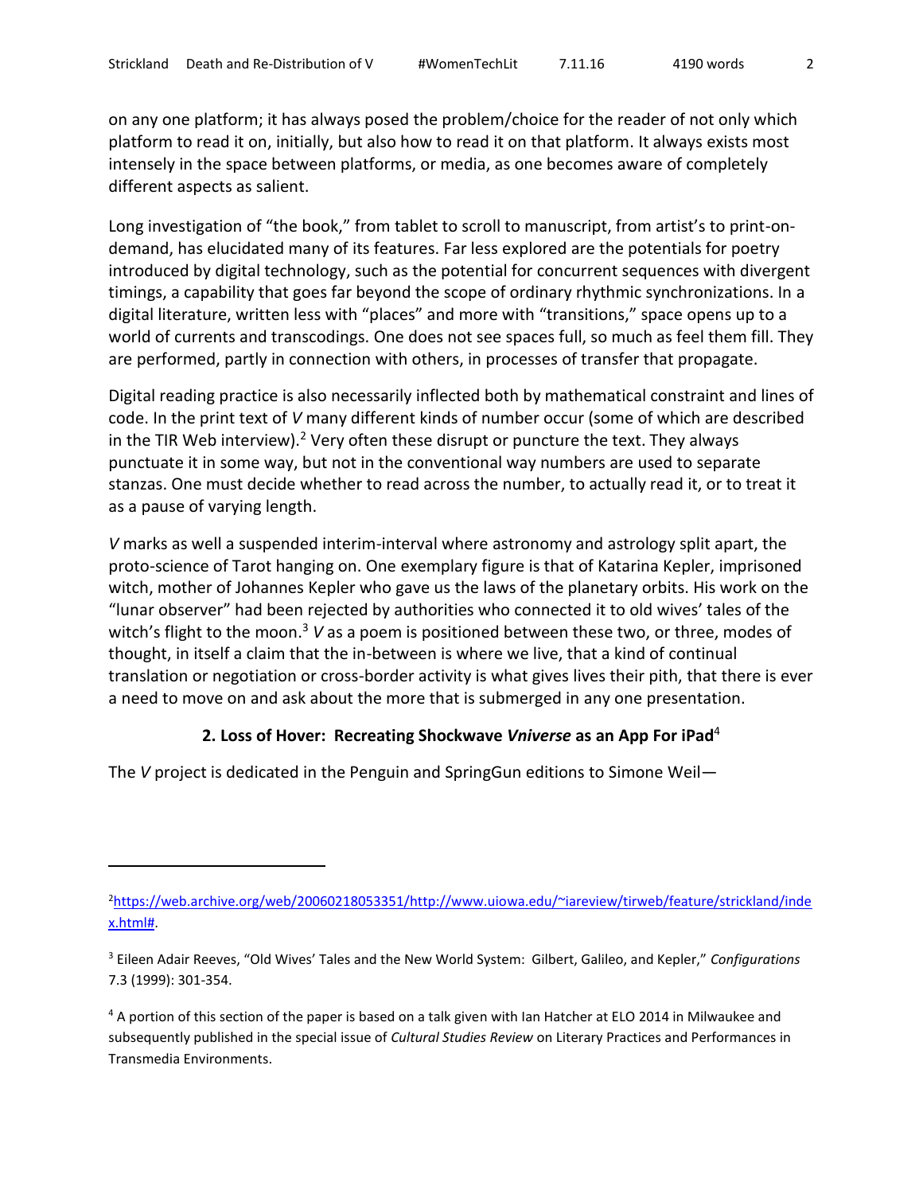on any one platform; it has always posed the problem/choice for the reader of not only which platform to read it on, initially, but also how to read it on that platform. It always exists most intensely in the space between platforms, or media, as one becomes aware of completely different aspects as salient.

Long investigation of "the book," from tablet to scroll to manuscript, from artist's to print-on-demand, has elucidated many of its features. Far less explored are the potentials for poetry introduced by digital technology, such as the potential for concurrent sequences with divergent timings, a capability that goes far beyond the scope of ordinary rhythmic synchronizations. In a digital literature, written less with "places" and more with "transitions," space opens up to a world of currents and transcodings. One does not see spaces full, so much as feel them fill. They are performed, partly in connection with others, in processes of transfer that propagate.

Digital reading practice is also necessarily inflected both by mathematical constraint and lines of code. In the print text of *V* many different kinds of number occur (some of which are described in the TIR Web interview).[2] Very often these disrupt or puncture the text. They always punctuate it in some way, but not in the conventional way numbers are used to separate stanzas. One must decide whether to read across the number, to actually read it, or to treat it as a pause of varying length.

*V* marks as well a suspended interim-interval where astronomy and astrology split apart, the proto-science of Tarot hanging on. One exemplary figure is that of Katarina Kepler, imprisoned witch, mother of Johannes Kepler who gave us the laws of the planetary orbits. His work on the "lunar observer" had been rejected by authorities who connected it to old wives' tales of the witch's flight to the moon.[3] *V* as a poem is positioned between these two, or three, modes of thought, in itself a claim that the in-between is where we live, that a kind of continual translation or negotiation or cross-border activity is what gives lives their pith, that there is ever a need to move on and ask about the more that is submerged in any one presentation.

### 2. Loss of Hover: Recreating Shockwave *Vniverse* as an App For iPad[4]

The *V* project is dedicated in the Penguin and SpringGun editions to Simone Weil—

---

[2] https://web.archive.org/web/20060218053351/http://www.uiowa.edu/~iareview/tirweb/feature/strickland/index.html#.

[3] Eileen Adair Reeves, "Old Wives' Tales and the New World System: Gilbert, Galileo, and Kepler," *Configurations* 7.3 (1999): 301-354.

[4] A portion of this section of the paper is based on a talk given with Ian Hatcher at ELO 2014 in Milwaukee and subsequently published in the special issue of *Cultural Studies Review* on Literary Practices and Performances in Transmedia Environments.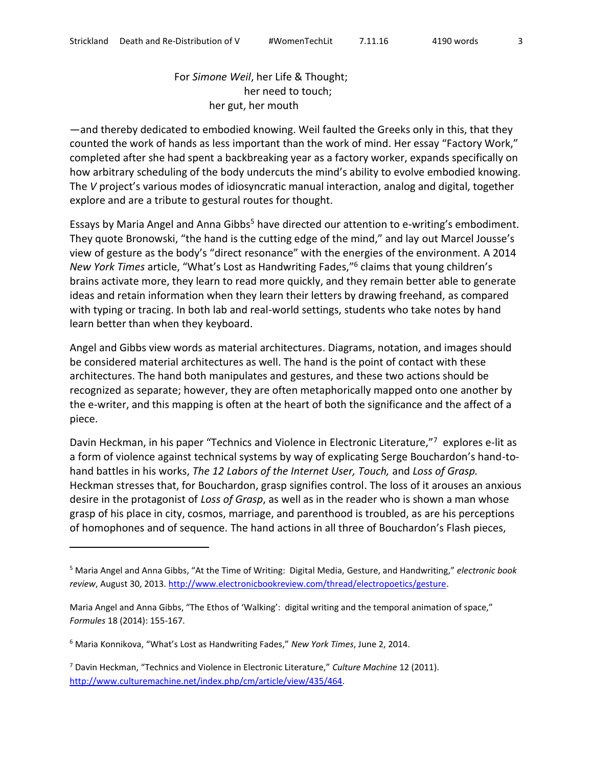For *Simone Weil*, her Life & Thought;
her need to touch;
her gut, her mouth

—and thereby dedicated to embodied knowing. Weil faulted the Greeks only in this, that they counted the work of hands as less important than the work of mind. Her essay "Factory Work," completed after she had spent a backbreaking year as a factory worker, expands specifically on how arbitrary scheduling of the body undercuts the mind's ability to evolve embodied knowing. The *V* project's various modes of idiosyncratic manual interaction, analog and digital, together explore and are a tribute to gestural routes for thought.

Essays by Maria Angel and Anna Gibbs[5] have directed our attention to e-writing's embodiment. They quote Bronowski, "the hand is the cutting edge of the mind," and lay out Marcel Jousse's view of gesture as the body's "direct resonance" with the energies of the environment. A 2014 *New York Times* article, "What's Lost as Handwriting Fades,"[6] claims that young children's brains activate more, they learn to read more quickly, and they remain better able to generate ideas and retain information when they learn their letters by drawing freehand, as compared with typing or tracing. In both lab and real-world settings, students who take notes by hand learn better than when they keyboard.

Angel and Gibbs view words as material architectures. Diagrams, notation, and images should be considered material architectures as well. The hand is the point of contact with these architectures. The hand both manipulates and gestures, and these two actions should be recognized as separate; however, they are often metaphorically mapped onto one another by the e-writer, and this mapping is often at the heart of both the significance and the affect of a piece.

Davin Heckman, in his paper "Technics and Violence in Electronic Literature,"[7] explores e-lit as a form of violence against technical systems by way of explicating Serge Bouchardon's hand-to-hand battles in his works, *The 12 Labors of the Internet User, Touch,* and *Loss of Grasp.* Heckman stresses that, for Bouchardon, grasp signifies control. The loss of it arouses an anxious desire in the protagonist of *Loss of Grasp*, as well as in the reader who is shown a man whose grasp of his place in city, cosmos, marriage, and parenthood is troubled, as are his perceptions of homophones and of sequence. The hand actions in all three of Bouchardon's Flash pieces,

---

[5] Maria Angel and Anna Gibbs, "At the Time of Writing: Digital Media, Gesture, and Handwriting," *electronic book review*, August 30, 2013. http://www.electronicbookreview.com/thread/electropoetics/gesture.

Maria Angel and Anna Gibbs, "The Ethos of 'Walking': digital writing and the temporal animation of space," *Formules* 18 (2014): 155-167.

[6] Maria Konnikova, "What's Lost as Handwriting Fades," *New York Times*, June 2, 2014.

[7] Davin Heckman, "Technics and Violence in Electronic Literature," *Culture Machine* 12 (2011). http://www.culturemachine.net/index.php/cm/article/view/435/464.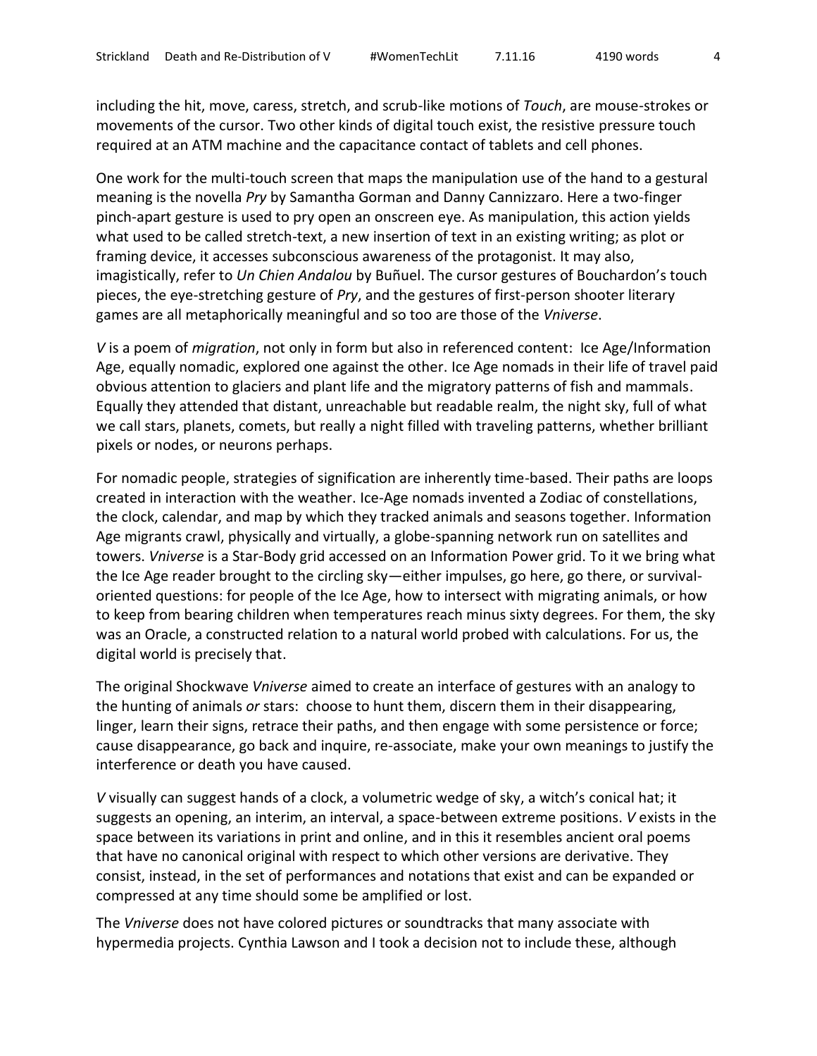including the hit, move, caress, stretch, and scrub-like motions of *Touch*, are mouse-strokes or movements of the cursor. Two other kinds of digital touch exist, the resistive pressure touch required at an ATM machine and the capacitance contact of tablets and cell phones.

One work for the multi-touch screen that maps the manipulation use of the hand to a gestural meaning is the novella *Pry* by Samantha Gorman and Danny Cannizzaro. Here a two-finger pinch-apart gesture is used to pry open an onscreen eye. As manipulation, this action yields what used to be called stretch-text, a new insertion of text in an existing writing; as plot or framing device, it accesses subconscious awareness of the protagonist. It may also, imagistically, refer to *Un Chien Andalou* by Buñuel. The cursor gestures of Bouchardon's touch pieces, the eye-stretching gesture of *Pry*, and the gestures of first-person shooter literary games are all metaphorically meaningful and so too are those of the *Vniverse*.

*V* is a poem of *migration*, not only in form but also in referenced content: Ice Age/Information Age, equally nomadic, explored one against the other. Ice Age nomads in their life of travel paid obvious attention to glaciers and plant life and the migratory patterns of fish and mammals. Equally they attended that distant, unreachable but readable realm, the night sky, full of what we call stars, planets, comets, but really a night filled with traveling patterns, whether brilliant pixels or nodes, or neurons perhaps.

For nomadic people, strategies of signification are inherently time-based. Their paths are loops created in interaction with the weather. Ice-Age nomads invented a Zodiac of constellations, the clock, calendar, and map by which they tracked animals and seasons together. Information Age migrants crawl, physically and virtually, a globe-spanning network run on satellites and towers. *Vniverse* is a Star-Body grid accessed on an Information Power grid. To it we bring what the Ice Age reader brought to the circling sky—either impulses, go here, go there, or survival-oriented questions: for people of the Ice Age, how to intersect with migrating animals, or how to keep from bearing children when temperatures reach minus sixty degrees. For them, the sky was an Oracle, a constructed relation to a natural world probed with calculations. For us, the digital world is precisely that.

The original Shockwave *Vniverse* aimed to create an interface of gestures with an analogy to the hunting of animals *or* stars: choose to hunt them, discern them in their disappearing, linger, learn their signs, retrace their paths, and then engage with some persistence or force; cause disappearance, go back and inquire, re-associate, make your own meanings to justify the interference or death you have caused.

*V* visually can suggest hands of a clock, a volumetric wedge of sky, a witch's conical hat; it suggests an opening, an interim, an interval, a space-between extreme positions. *V* exists in the space between its variations in print and online, and in this it resembles ancient oral poems that have no canonical original with respect to which other versions are derivative. They consist, instead, in the set of performances and notations that exist and can be expanded or compressed at any time should some be amplified or lost.

The *Vniverse* does not have colored pictures or soundtracks that many associate with hypermedia projects. Cynthia Lawson and I took a decision not to include these, although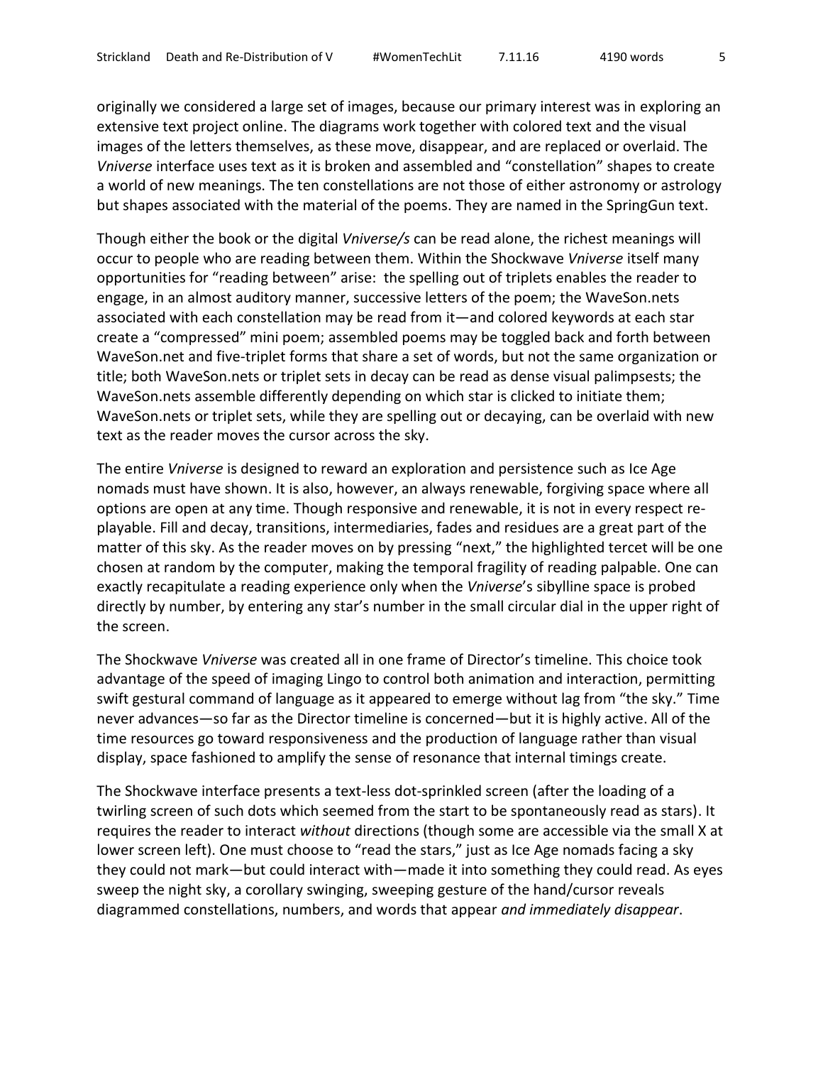originally we considered a large set of images, because our primary interest was in exploring an extensive text project online. The diagrams work together with colored text and the visual images of the letters themselves, as these move, disappear, and are replaced or overlaid. The *Vniverse* interface uses text as it is broken and assembled and "constellation" shapes to create a world of new meanings. The ten constellations are not those of either astronomy or astrology but shapes associated with the material of the poems. They are named in the SpringGun text.

Though either the book or the digital *Vniverse/s* can be read alone, the richest meanings will occur to people who are reading between them. Within the Shockwave *Vniverse* itself many opportunities for "reading between" arise: the spelling out of triplets enables the reader to engage, in an almost auditory manner, successive letters of the poem; the WaveSon.nets associated with each constellation may be read from it—and colored keywords at each star create a "compressed" mini poem; assembled poems may be toggled back and forth between WaveSon.net and five-triplet forms that share a set of words, but not the same organization or title; both WaveSon.nets or triplet sets in decay can be read as dense visual palimpsests; the WaveSon.nets assemble differently depending on which star is clicked to initiate them; WaveSon.nets or triplet sets, while they are spelling out or decaying, can be overlaid with new text as the reader moves the cursor across the sky.

The entire *Vniverse* is designed to reward an exploration and persistence such as Ice Age nomads must have shown. It is also, however, an always renewable, forgiving space where all options are open at any time. Though responsive and renewable, it is not in every respect re-playable. Fill and decay, transitions, intermediaries, fades and residues are a great part of the matter of this sky. As the reader moves on by pressing "next," the highlighted tercet will be one chosen at random by the computer, making the temporal fragility of reading palpable. One can exactly recapitulate a reading experience only when the *Vniverse*'s sibylline space is probed directly by number, by entering any star's number in the small circular dial in the upper right of the screen.

The Shockwave *Vniverse* was created all in one frame of Director's timeline. This choice took advantage of the speed of imaging Lingo to control both animation and interaction, permitting swift gestural command of language as it appeared to emerge without lag from "the sky." Time never advances—so far as the Director timeline is concerned—but it is highly active. All of the time resources go toward responsiveness and the production of language rather than visual display, space fashioned to amplify the sense of resonance that internal timings create.

The Shockwave interface presents a text-less dot-sprinkled screen (after the loading of a twirling screen of such dots which seemed from the start to be spontaneously read as stars). It requires the reader to interact *without* directions (though some are accessible via the small X at lower screen left). One must choose to "read the stars," just as Ice Age nomads facing a sky they could not mark—but could interact with—made it into something they could read. As eyes sweep the night sky, a corollary swinging, sweeping gesture of the hand/cursor reveals diagrammed constellations, numbers, and words that appear *and immediately disappear*.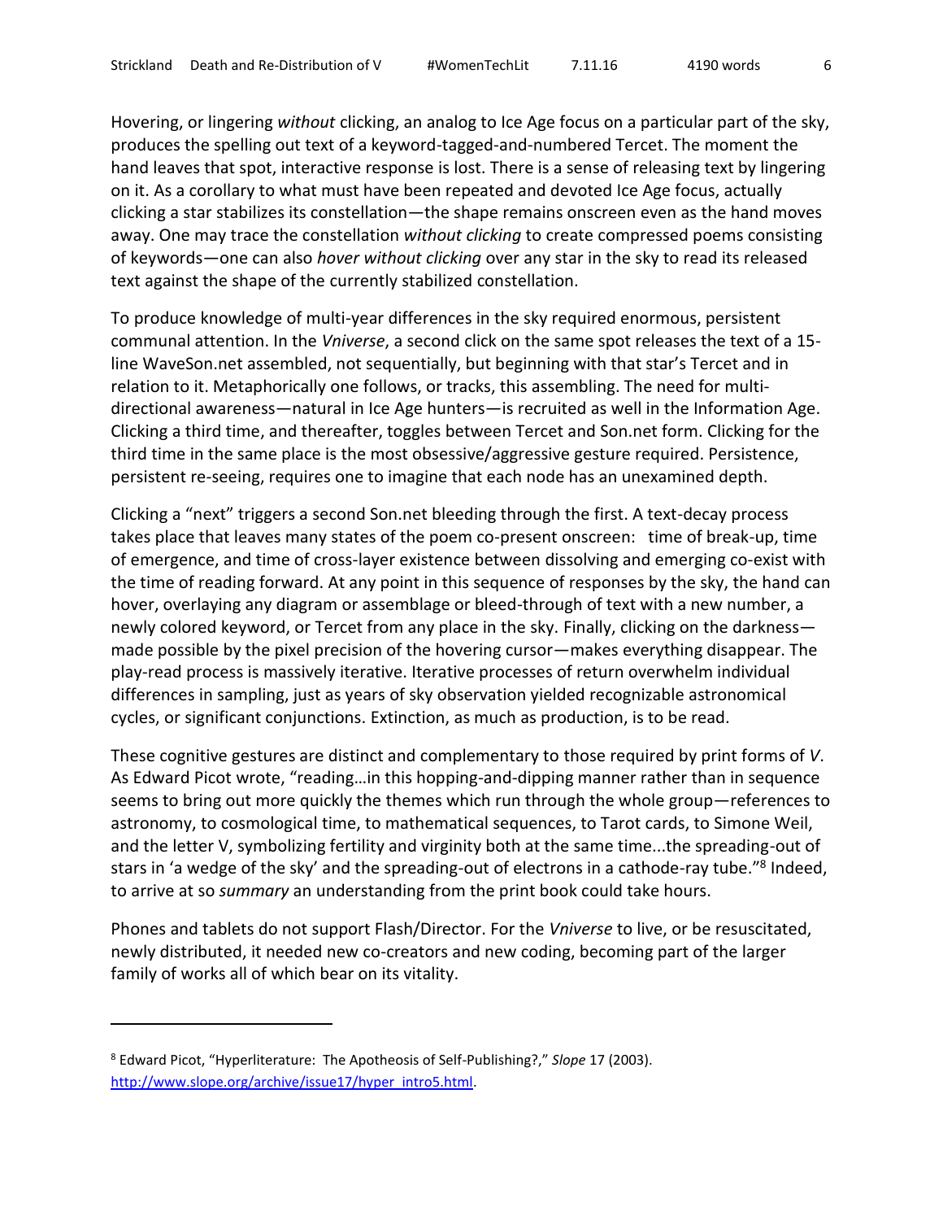Hovering, or lingering *without* clicking, an analog to Ice Age focus on a particular part of the sky, produces the spelling out text of a keyword-tagged-and-numbered Tercet. The moment the hand leaves that spot, interactive response is lost. There is a sense of releasing text by lingering on it. As a corollary to what must have been repeated and devoted Ice Age focus, actually clicking a star stabilizes its constellation—the shape remains onscreen even as the hand moves away. One may trace the constellation *without clicking* to create compressed poems consisting of keywords—one can also *hover without clicking* over any star in the sky to read its released text against the shape of the currently stabilized constellation.

To produce knowledge of multi-year differences in the sky required enormous, persistent communal attention. In the *Vniverse*, a second click on the same spot releases the text of a 15-line WaveSon.net assembled, not sequentially, but beginning with that star's Tercet and in relation to it. Metaphorically one follows, or tracks, this assembling. The need for multi-directional awareness—natural in Ice Age hunters—is recruited as well in the Information Age. Clicking a third time, and thereafter, toggles between Tercet and Son.net form. Clicking for the third time in the same place is the most obsessive/aggressive gesture required. Persistence, persistent re-seeing, requires one to imagine that each node has an unexamined depth.

Clicking a "next" triggers a second Son.net bleeding through the first. A text-decay process takes place that leaves many states of the poem co-present onscreen: time of break-up, time of emergence, and time of cross-layer existence between dissolving and emerging co-exist with the time of reading forward. At any point in this sequence of responses by the sky, the hand can hover, overlaying any diagram or assemblage or bleed-through of text with a new number, a newly colored keyword, or Tercet from any place in the sky. Finally, clicking on the darkness—made possible by the pixel precision of the hovering cursor—makes everything disappear. The play-read process is massively iterative. Iterative processes of return overwhelm individual differences in sampling, just as years of sky observation yielded recognizable astronomical cycles, or significant conjunctions. Extinction, as much as production, is to be read.

These cognitive gestures are distinct and complementary to those required by print forms of *V*. As Edward Picot wrote, "reading…in this hopping-and-dipping manner rather than in sequence seems to bring out more quickly the themes which run through the whole group—references to astronomy, to cosmological time, to mathematical sequences, to Tarot cards, to Simone Weil, and the letter V, symbolizing fertility and virginity both at the same time...the spreading-out of stars in 'a wedge of the sky' and the spreading-out of electrons in a cathode-ray tube."[8] Indeed, to arrive at so *summary* an understanding from the print book could take hours.

Phones and tablets do not support Flash/Director. For the *Vniverse* to live, or be resuscitated, newly distributed, it needed new co-creators and new coding, becoming part of the larger family of works all of which bear on its vitality.

---

[8] Edward Picot, "Hyperliterature: The Apotheosis of Self-Publishing?," *Slope* 17 (2003). http://www.slope.org/archive/issue17/hyper_intro5.html.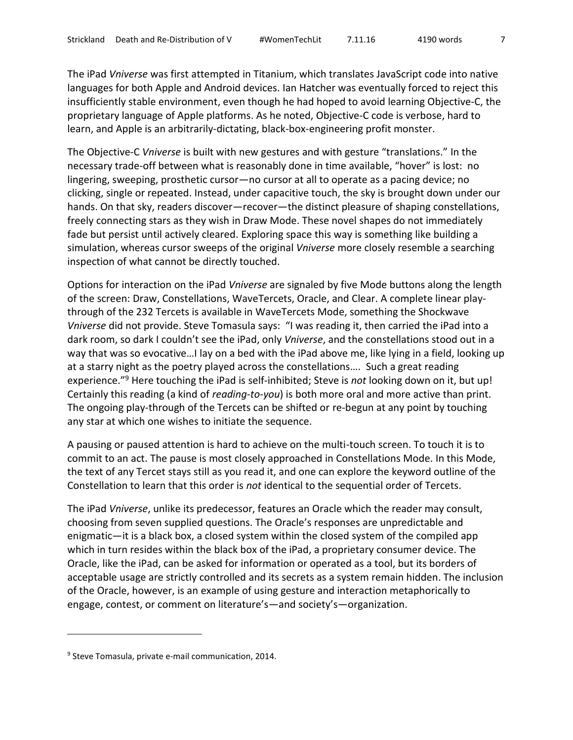The iPad *Vniverse* was first attempted in Titanium, which translates JavaScript code into native languages for both Apple and Android devices. Ian Hatcher was eventually forced to reject this insufficiently stable environment, even though he had hoped to avoid learning Objective-C, the proprietary language of Apple platforms. As he noted, Objective-C code is verbose, hard to learn, and Apple is an arbitrarily-dictating, black-box-engineering profit monster.

The Objective-C *Vniverse* is built with new gestures and with gesture "translations." In the necessary trade-off between what is reasonably done in time available, "hover" is lost: no lingering, sweeping, prosthetic cursor—no cursor at all to operate as a pacing device; no clicking, single or repeated. Instead, under capacitive touch, the sky is brought down under our hands. On that sky, readers discover—recover—the distinct pleasure of shaping constellations, freely connecting stars as they wish in Draw Mode. These novel shapes do not immediately fade but persist until actively cleared. Exploring space this way is something like building a simulation, whereas cursor sweeps of the original *Vniverse* more closely resemble a searching inspection of what cannot be directly touched.

Options for interaction on the iPad *Vniverse* are signaled by five Mode buttons along the length of the screen: Draw, Constellations, WaveTercets, Oracle, and Clear. A complete linear play-through of the 232 Tercets is available in WaveTercets Mode, something the Shockwave *Vniverse* did not provide. Steve Tomasula says: "I was reading it, then carried the iPad into a dark room, so dark I couldn't see the iPad, only *Vniverse*, and the constellations stood out in a way that was so evocative…I lay on a bed with the iPad above me, like lying in a field, looking up at a starry night as the poetry played across the constellations…. Such a great reading experience."[9] Here touching the iPad is self-inhibited; Steve is *not* looking down on it, but up! Certainly this reading (a kind of *reading-to-you*) is both more oral and more active than print. The ongoing play-through of the Tercets can be shifted or re-begun at any point by touching any star at which one wishes to initiate the sequence.

A pausing or paused attention is hard to achieve on the multi-touch screen. To touch it is to commit to an act. The pause is most closely approached in Constellations Mode. In this Mode, the text of any Tercet stays still as you read it, and one can explore the keyword outline of the Constellation to learn that this order is *not* identical to the sequential order of Tercets.

The iPad *Vniverse*, unlike its predecessor, features an Oracle which the reader may consult, choosing from seven supplied questions. The Oracle's responses are unpredictable and enigmatic—it is a black box, a closed system within the closed system of the compiled app which in turn resides within the black box of the iPad, a proprietary consumer device. The Oracle, like the iPad, can be asked for information or operated as a tool, but its borders of acceptable usage are strictly controlled and its secrets as a system remain hidden. The inclusion of the Oracle, however, is an example of using gesture and interaction metaphorically to engage, contest, or comment on literature's—and society's—organization.

---

[9] Steve Tomasula, private e-mail communication, 2014.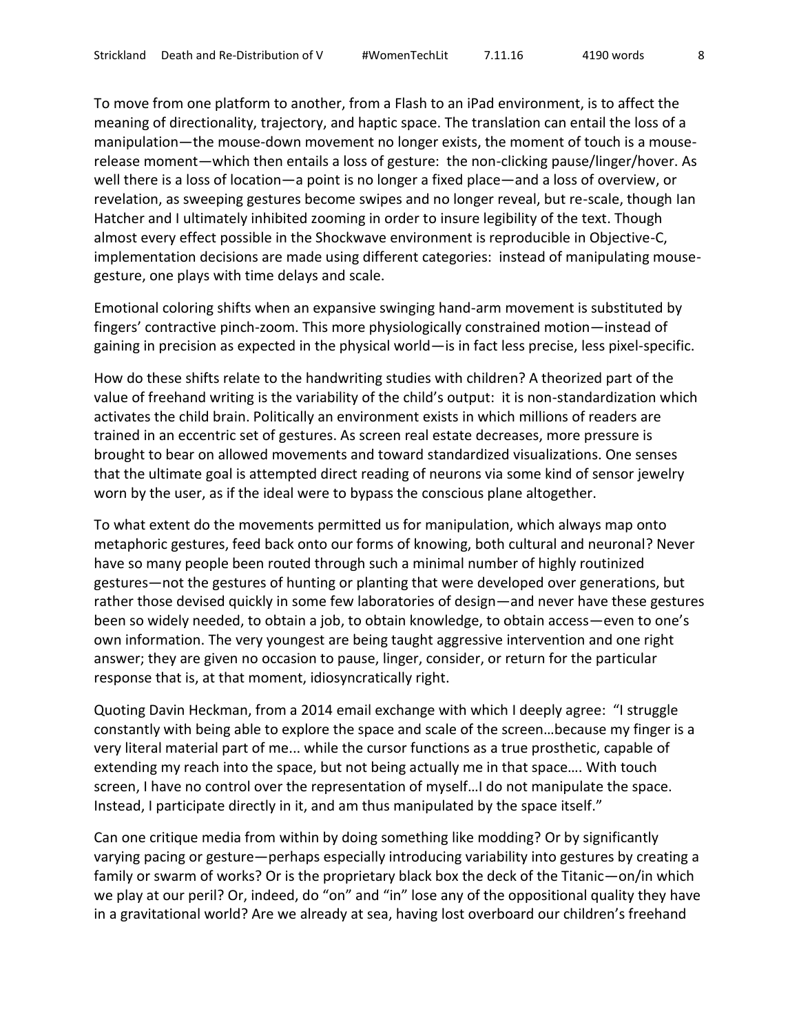To move from one platform to another, from a Flash to an iPad environment, is to affect the meaning of directionality, trajectory, and haptic space. The translation can entail the loss of a manipulation—the mouse-down movement no longer exists, the moment of touch is a mouse-release moment—which then entails a loss of gesture: the non-clicking pause/linger/hover. As well there is a loss of location—a point is no longer a fixed place—and a loss of overview, or revelation, as sweeping gestures become swipes and no longer reveal, but re-scale, though Ian Hatcher and I ultimately inhibited zooming in order to insure legibility of the text. Though almost every effect possible in the Shockwave environment is reproducible in Objective-C, implementation decisions are made using different categories: instead of manipulating mouse-gesture, one plays with time delays and scale.

Emotional coloring shifts when an expansive swinging hand-arm movement is substituted by fingers' contractive pinch-zoom. This more physiologically constrained motion—instead of gaining in precision as expected in the physical world—is in fact less precise, less pixel-specific.

How do these shifts relate to the handwriting studies with children? A theorized part of the value of freehand writing is the variability of the child's output: it is non-standardization which activates the child brain. Politically an environment exists in which millions of readers are trained in an eccentric set of gestures. As screen real estate decreases, more pressure is brought to bear on allowed movements and toward standardized visualizations. One senses that the ultimate goal is attempted direct reading of neurons via some kind of sensor jewelry worn by the user, as if the ideal were to bypass the conscious plane altogether.

To what extent do the movements permitted us for manipulation, which always map onto metaphoric gestures, feed back onto our forms of knowing, both cultural and neuronal? Never have so many people been routed through such a minimal number of highly routinized gestures—not the gestures of hunting or planting that were developed over generations, but rather those devised quickly in some few laboratories of design—and never have these gestures been so widely needed, to obtain a job, to obtain knowledge, to obtain access—even to one's own information. The very youngest are being taught aggressive intervention and one right answer; they are given no occasion to pause, linger, consider, or return for the particular response that is, at that moment, idiosyncratically right.

Quoting Davin Heckman, from a 2014 email exchange with which I deeply agree: "I struggle constantly with being able to explore the space and scale of the screen…because my finger is a very literal material part of me... while the cursor functions as a true prosthetic, capable of extending my reach into the space, but not being actually me in that space…. With touch screen, I have no control over the representation of myself…I do not manipulate the space. Instead, I participate directly in it, and am thus manipulated by the space itself."

Can one critique media from within by doing something like modding? Or by significantly varying pacing or gesture—perhaps especially introducing variability into gestures by creating a family or swarm of works? Or is the proprietary black box the deck of the Titanic—on/in which we play at our peril? Or, indeed, do "on" and "in" lose any of the oppositional quality they have in a gravitational world? Are we already at sea, having lost overboard our children's freehand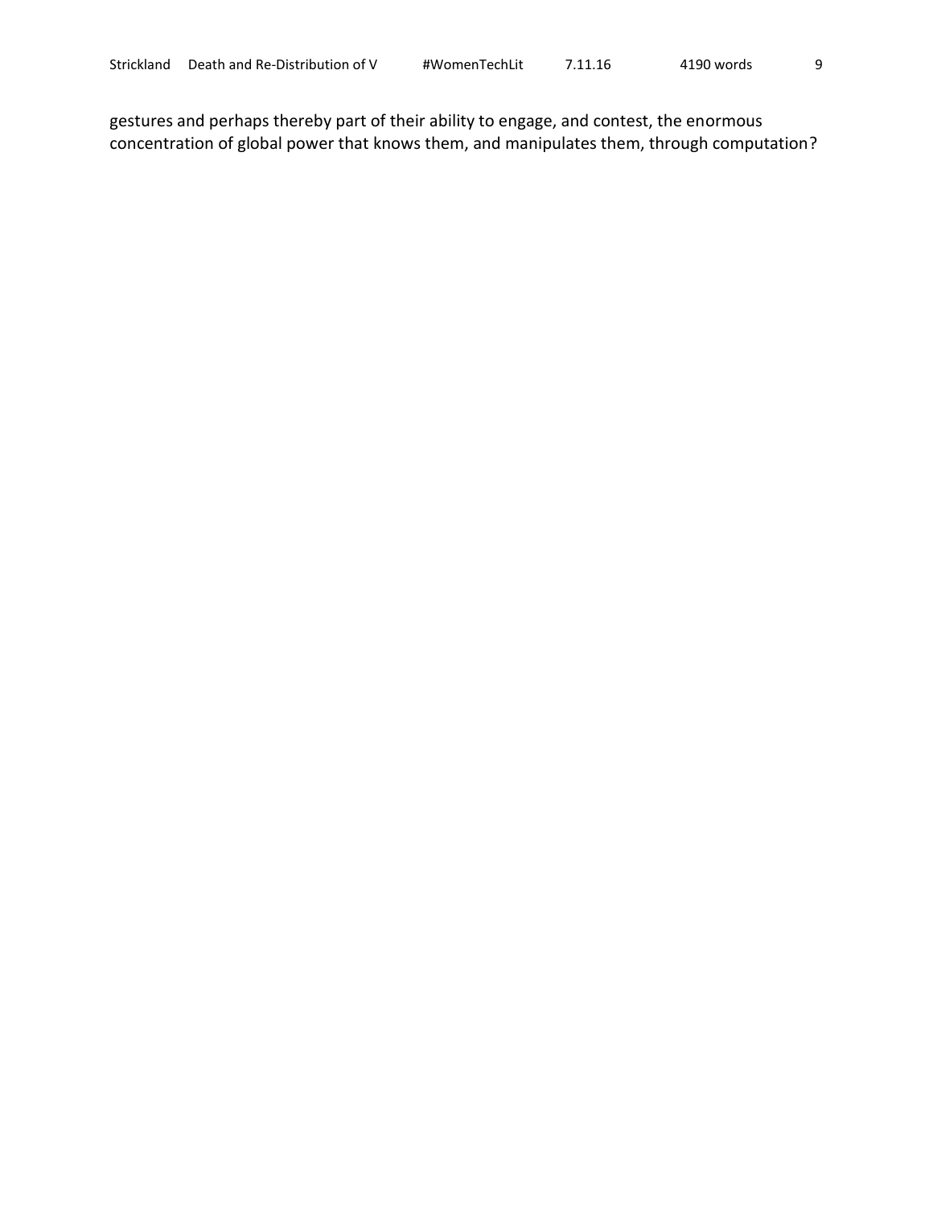gestures and perhaps thereby part of their ability to engage, and contest, the enormous concentration of global power that knows them, and manipulates them, through computation?